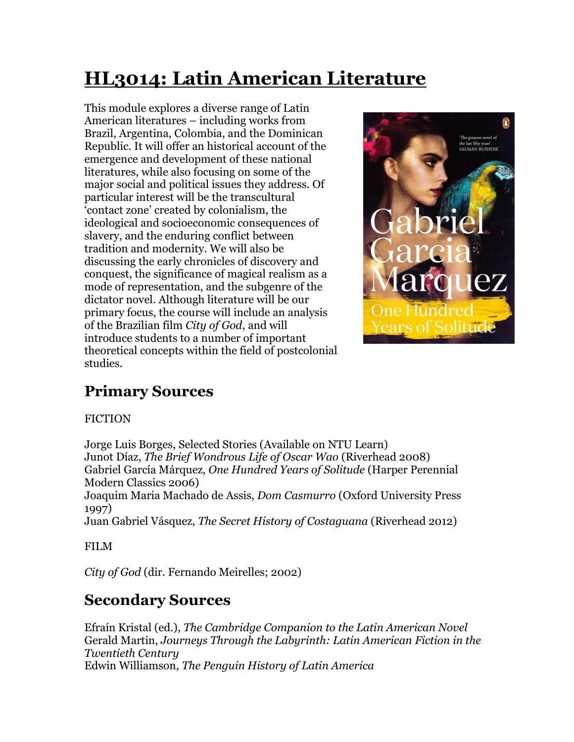# HL3014: Latin American Literature

This module explores a diverse range of Latin American literatures – including works from Brazil, Argentina, Colombia, and the Dominican Republic. It will offer an historical account of the emergence and development of these national literatures, while also focusing on some of the major social and political issues they address. Of particular interest will be the transcultural 'contact zone' created by colonialism, the ideological and socioeconomic consequences of slavery, and the enduring conflict between tradition and modernity. We will also be discussing the early chronicles of discovery and conquest, the significance of magical realism as a mode of representation, and the subgenre of the dictator novel. Although literature will be our primary focus, the course will include an analysis of the Brazilian film *City of God*, and will introduce students to a number of important theoretical concepts within the field of postcolonial studies.

## Primary Sources

FICTION

Jorge Luis Borges, Selected Stories (Available on NTU Learn)
Junot Díaz, *The Brief Wondrous Life of Oscar Wao* (Riverhead 2008)
Gabriel García Márquez, *One Hundred Years of Solitude* (Harper Perennial Modern Classics 2006)
Joaquim Maria Machado de Assis, *Dom Casmurro* (Oxford University Press 1997)
Juan Gabriel Vásquez, *The Secret History of Costaguana* (Riverhead 2012)

FILM

*City of God* (dir. Fernando Meirelles; 2002)

## Secondary Sources

Efraín Kristal (ed.), *The Cambridge Companion to the Latin American Novel*
Gerald Martin, *Journeys Through the Labyrinth: Latin American Fiction in the Twentieth Century*
Edwin Williamson, *The Penguin History of Latin America*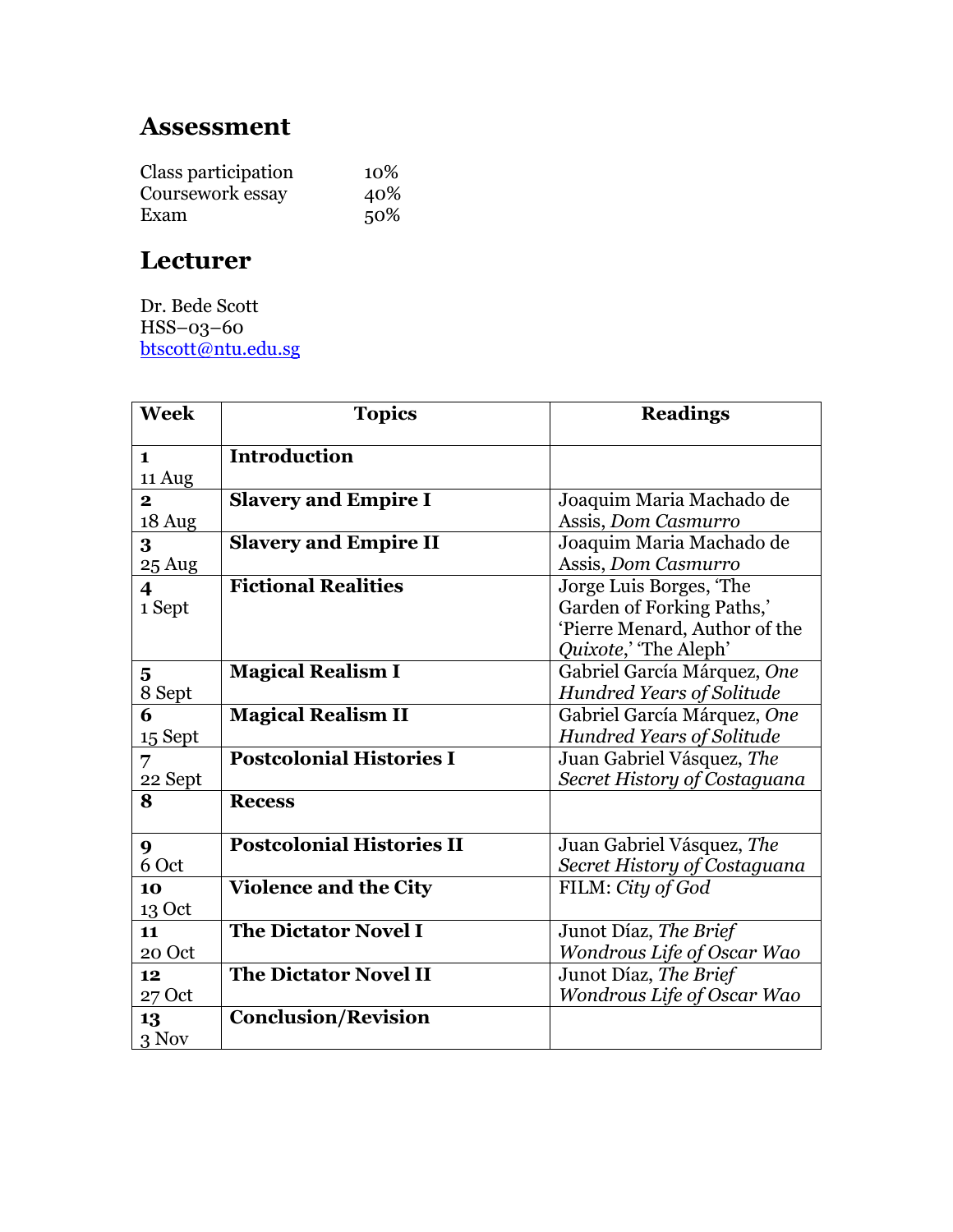## Assessment

| | |
|---|---|
| Class participation | 10% |
| Coursework essay | 40% |
| Exam | 50% |

## Lecturer

Dr. Bede Scott
HSS–03–60
btscott@ntu.edu.sg

| Week | Topics | Readings |
|---|---|---|
| **1** 11 Aug | **Introduction** | |
| **2** 18 Aug | **Slavery and Empire I** | Joaquim Maria Machado de Assis, *Dom Casmurro* |
| **3** 25 Aug | **Slavery and Empire II** | Joaquim Maria Machado de Assis, *Dom Casmurro* |
| **4** 1 Sept | **Fictional Realities** | Jorge Luis Borges, 'The Garden of Forking Paths,' 'Pierre Menard, Author of the *Quixote*,' 'The Aleph' |
| **5** 8 Sept | **Magical Realism I** | Gabriel García Márquez, *One Hundred Years of Solitude* |
| **6** 15 Sept | **Magical Realism II** | Gabriel García Márquez, *One Hundred Years of Solitude* |
| **7** 22 Sept | **Postcolonial Histories I** | Juan Gabriel Vásquez, *The Secret History of Costaguana* |
| **8** | **Recess** | |
| **9** 6 Oct | **Postcolonial Histories II** | Juan Gabriel Vásquez, *The Secret History of Costaguana* |
| **10** 13 Oct | **Violence and the City** | FILM: *City of God* |
| **11** 20 Oct | **The Dictator Novel I** | Junot Díaz, *The Brief Wondrous Life of Oscar Wao* |
| **12** 27 Oct | **The Dictator Novel II** | Junot Díaz, *The Brief Wondrous Life of Oscar Wao* |
| **13** 3 Nov | **Conclusion/Revision** | |